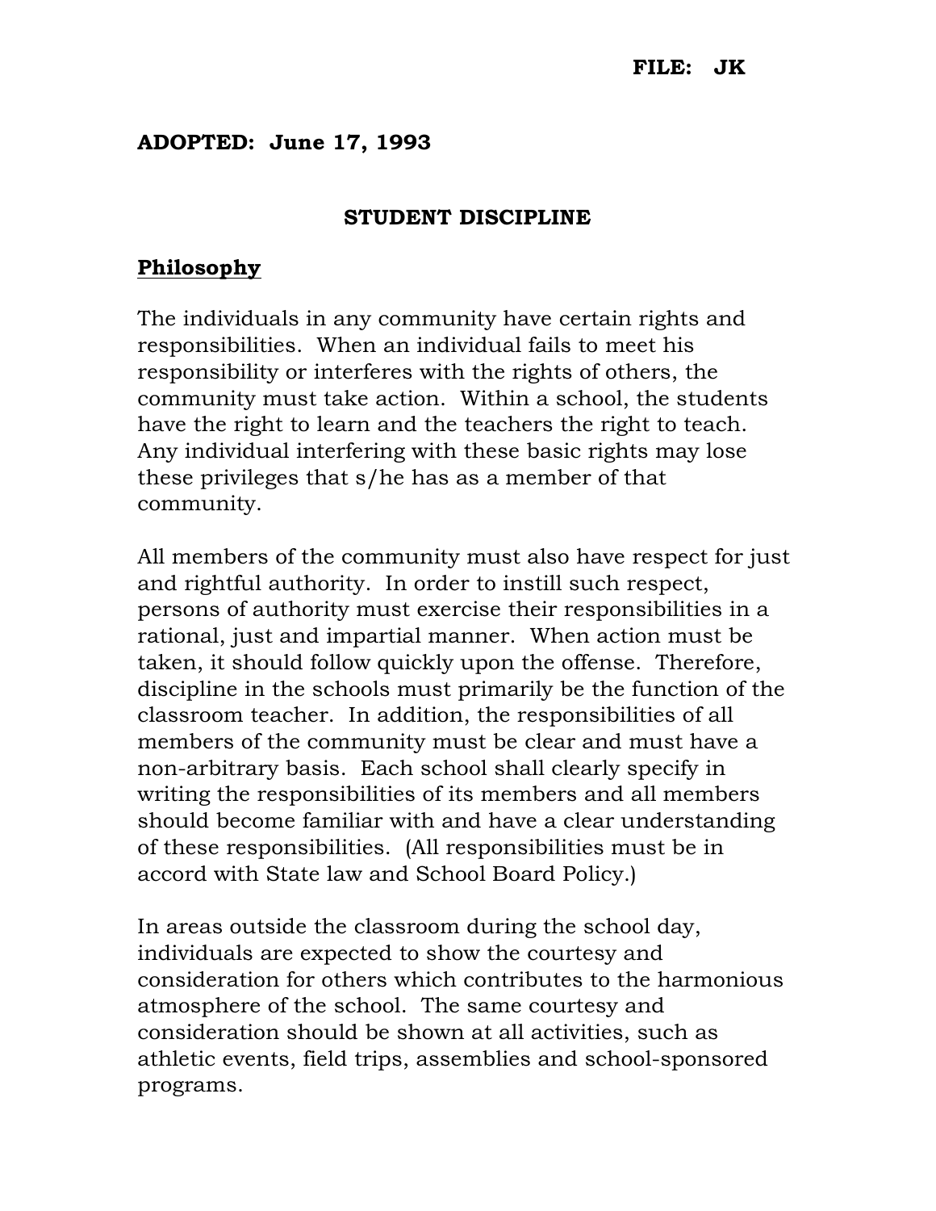**FILE: JK**

**ADOPTED: June 17, 1993**

# STUDENT DISCIPLINE

## Philosophy

The individuals in any community have certain rights and responsibilities. When an individual fails to meet his responsibility or interferes with the rights of others, the community must take action. Within a school, the students have the right to learn and the teachers the right to teach. Any individual interfering with these basic rights may lose these privileges that s/he has as a member of that community.

All members of the community must also have respect for just and rightful authority. In order to instill such respect, persons of authority must exercise their responsibilities in a rational, just and impartial manner. When action must be taken, it should follow quickly upon the offense. Therefore, discipline in the schools must primarily be the function of the classroom teacher. In addition, the responsibilities of all members of the community must be clear and must have a non-arbitrary basis. Each school shall clearly specify in writing the responsibilities of its members and all members should become familiar with and have a clear understanding of these responsibilities. (All responsibilities must be in accord with State law and School Board Policy.)

In areas outside the classroom during the school day, individuals are expected to show the courtesy and consideration for others which contributes to the harmonious atmosphere of the school. The same courtesy and consideration should be shown at all activities, such as athletic events, field trips, assemblies and school-sponsored programs.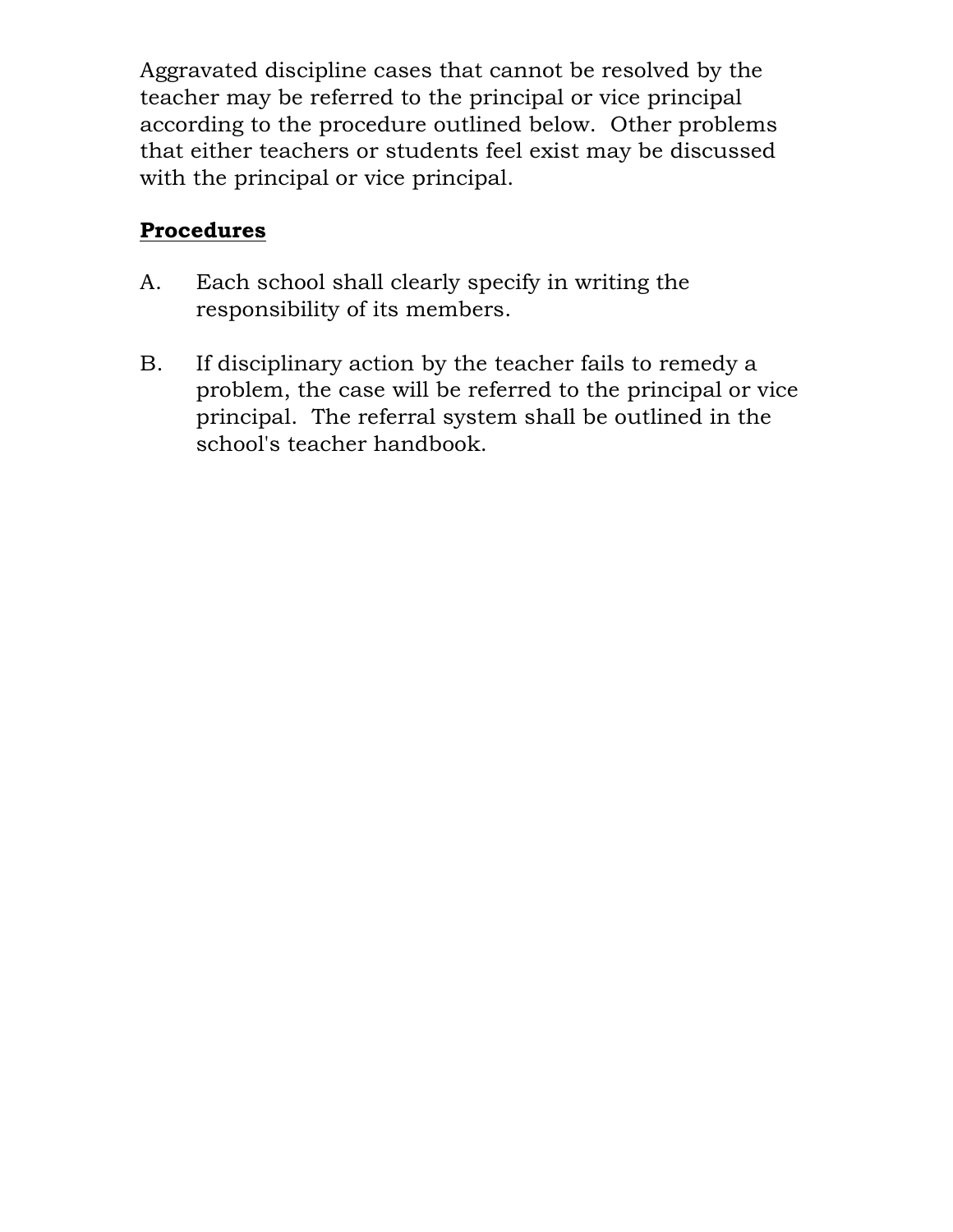Aggravated discipline cases that cannot be resolved by the teacher may be referred to the principal or vice principal according to the procedure outlined below. Other problems that either teachers or students feel exist may be discussed with the principal or vice principal.

**Procedures**

A. Each school shall clearly specify in writing the responsibility of its members.

B. If disciplinary action by the teacher fails to remedy a problem, the case will be referred to the principal or vice principal. The referral system shall be outlined in the school's teacher handbook.